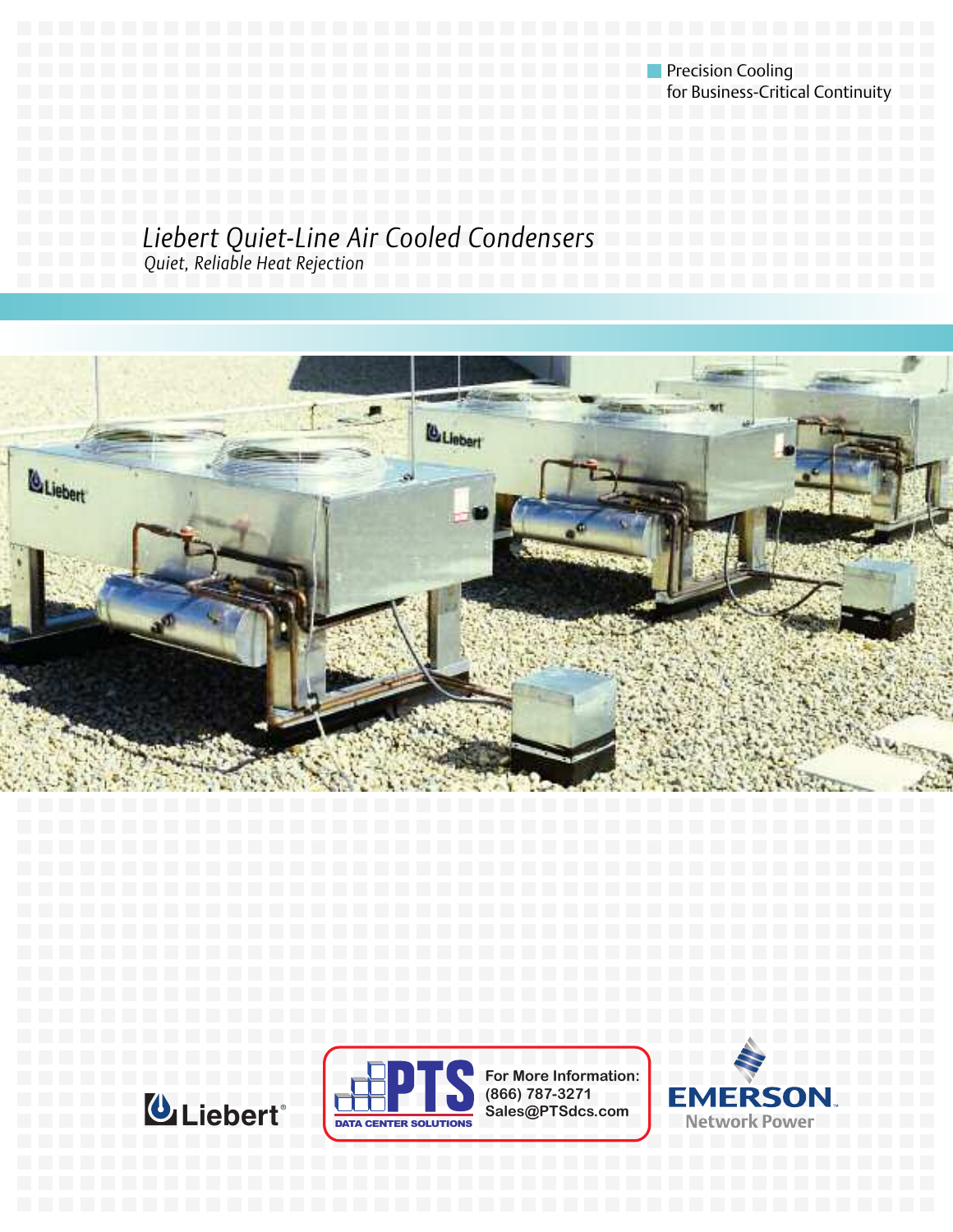Precision Cooling
for Business-Critical Continuity

# Liebert Quiet-Line Air Cooled Condensers

*Quiet, Reliable Heat Rejection*

Liebert®

PTS DATA CENTER SOLUTIONS

**For More Information:**
**(866) 787-3271**
**Sales@PTSdcs.com**

EMERSON. Network Power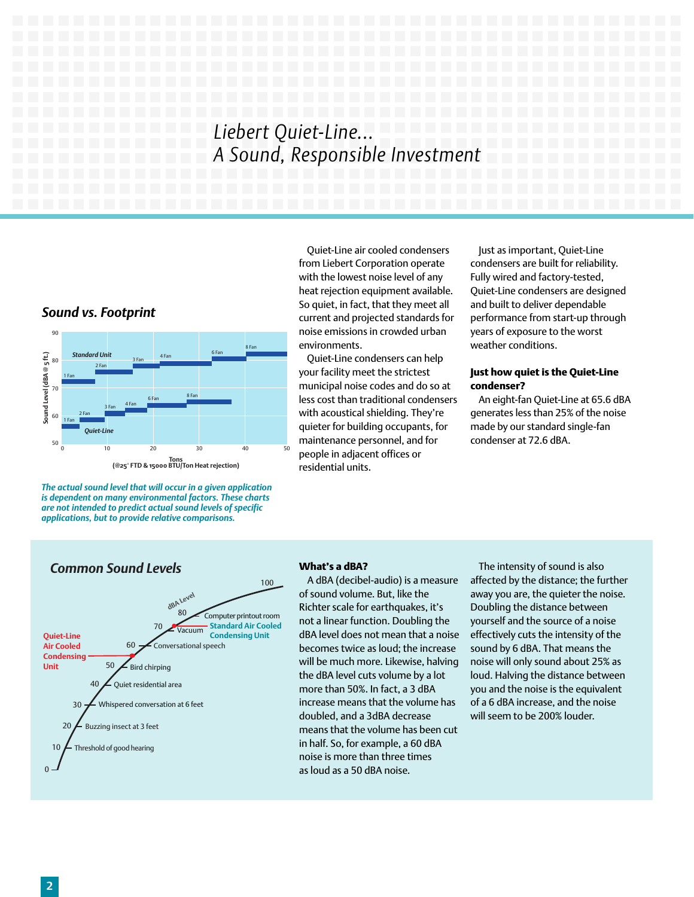# Liebert Quiet-Line... A Sound, Responsible Investment

## Sound vs. Footprint

*The actual sound level that will occur in a given application is dependent on many environmental factors. These charts are not intended to predict actual sound levels of specific applications, but to provide relative comparisons.*

Quiet-Line air cooled condensers from Liebert Corporation operate with the lowest noise level of any heat rejection equipment available. So quiet, in fact, that they meet all current and projected standards for noise emissions in crowded urban environments.

Quiet-Line condensers can help your facility meet the strictest municipal noise codes and do so at less cost than traditional condensers with acoustical shielding. They're quieter for building occupants, for maintenance personnel, and for people in adjacent offices or residential units.

Just as important, Quiet-Line condensers are built for reliability. Fully wired and factory-tested, Quiet-Line condensers are designed and built to deliver dependable performance from start-up through years of exposure to the worst weather conditions.

**Just how quiet is the Quiet-Line condenser?**

An eight-fan Quiet-Line at 65.6 dBA generates less than 25% of the noise made by our standard single-fan condenser at 72.6 dBA.

## Common Sound Levels

**What's a dBA?**

A dBA (decibel-audio) is a measure of sound volume. But, like the Richter scale for earthquakes, it's not a linear function. Doubling the dBA level does not mean that a noise becomes twice as loud; the increase will be much more. Likewise, halving the dBA level cuts volume by a lot more than 50%. In fact, a 3 dBA increase means that the volume has doubled, and a 3dBA decrease means that the volume has been cut in half. So, for example, a 60 dBA noise is more than three times as loud as a 50 dBA noise.

The intensity of sound is also affected by the distance; the further away you are, the quieter the noise. Doubling the distance between yourself and the source of a noise effectively cuts the intensity of the sound by 6 dBA. That means the noise will only sound about 25% as loud. Halving the distance between you and the noise is the equivalent of a 6 dBA increase, and the noise will seem to be 200% louder.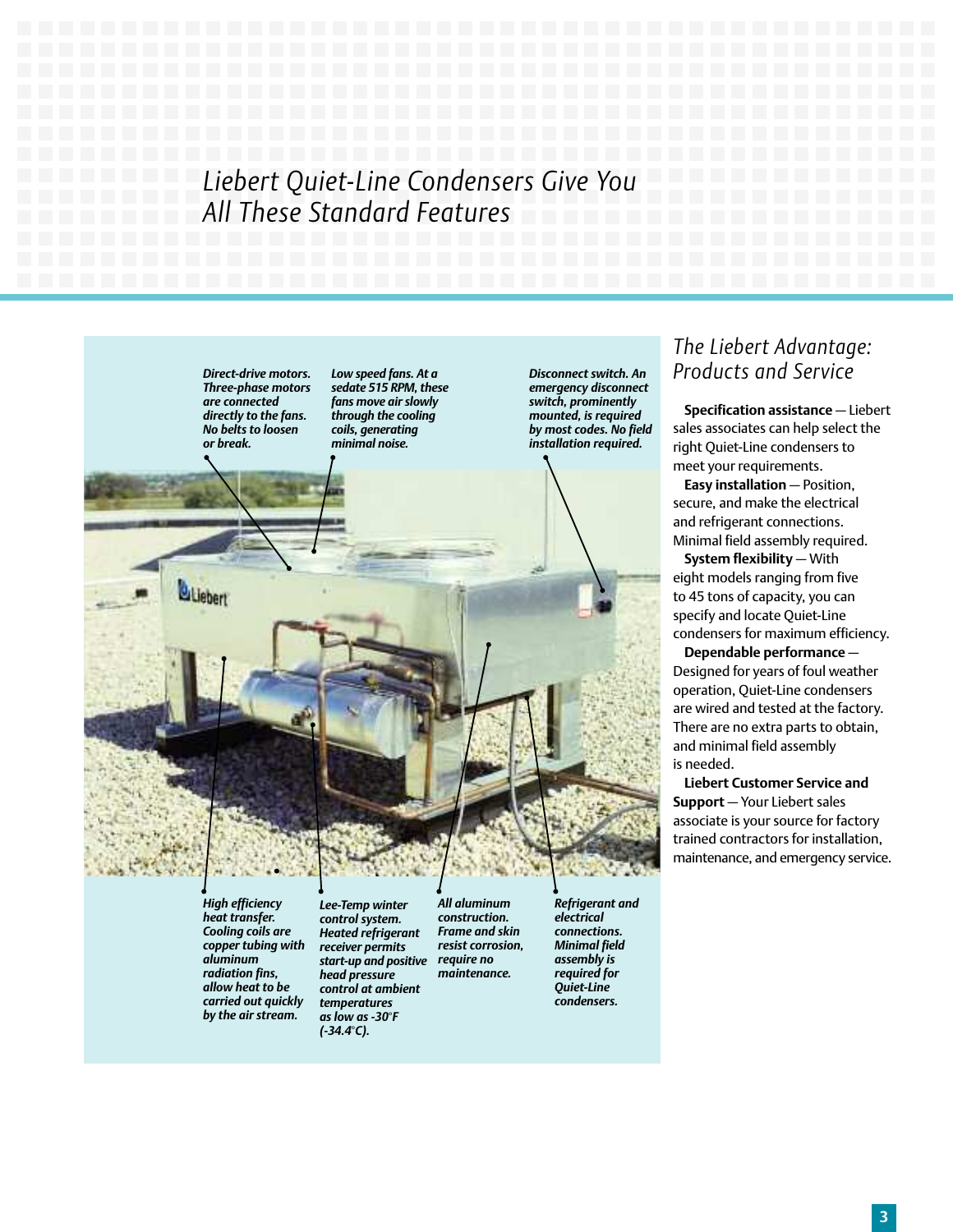# Liebert Quiet-Line Condensers Give You All These Standard Features

***Direct-drive motors.** Three-phase motors are connected directly to the fans. No belts to loosen or break.*

***Low speed fans.** At a sedate 515 RPM, these fans move air slowly through the cooling coils, generating minimal noise.*

***Disconnect switch.** An emergency disconnect switch, prominently mounted, is required by most codes. No field installation required.*

***High efficiency heat transfer.** Cooling coils are copper tubing with aluminum radiation fins, allow heat to be carried out quickly by the air stream.*

***Lee-Temp winter control system.** Heated refrigerant receiver permits start-up and positive head pressure control at ambient temperatures as low as -30°F (-34.4°C).*

***All aluminum construction.** Frame and skin resist corrosion, require no maintenance.*

***Refrigerant and electrical connections.** Minimal field assembly is required for Quiet-Line condensers.*

## The Liebert Advantage: Products and Service

**Specification assistance** — Liebert sales associates can help select the right Quiet-Line condensers to meet your requirements.

**Easy installation** — Position, secure, and make the electrical and refrigerant connections. Minimal field assembly required.

**System flexibility** — With eight models ranging from five to 45 tons of capacity, you can specify and locate Quiet-Line condensers for maximum efficiency.

**Dependable performance** — Designed for years of foul weather operation, Quiet-Line condensers are wired and tested at the factory. There are no extra parts to obtain, and minimal field assembly is needed.

**Liebert Customer Service and Support** — Your Liebert sales associate is your source for factory trained contractors for installation, maintenance, and emergency service.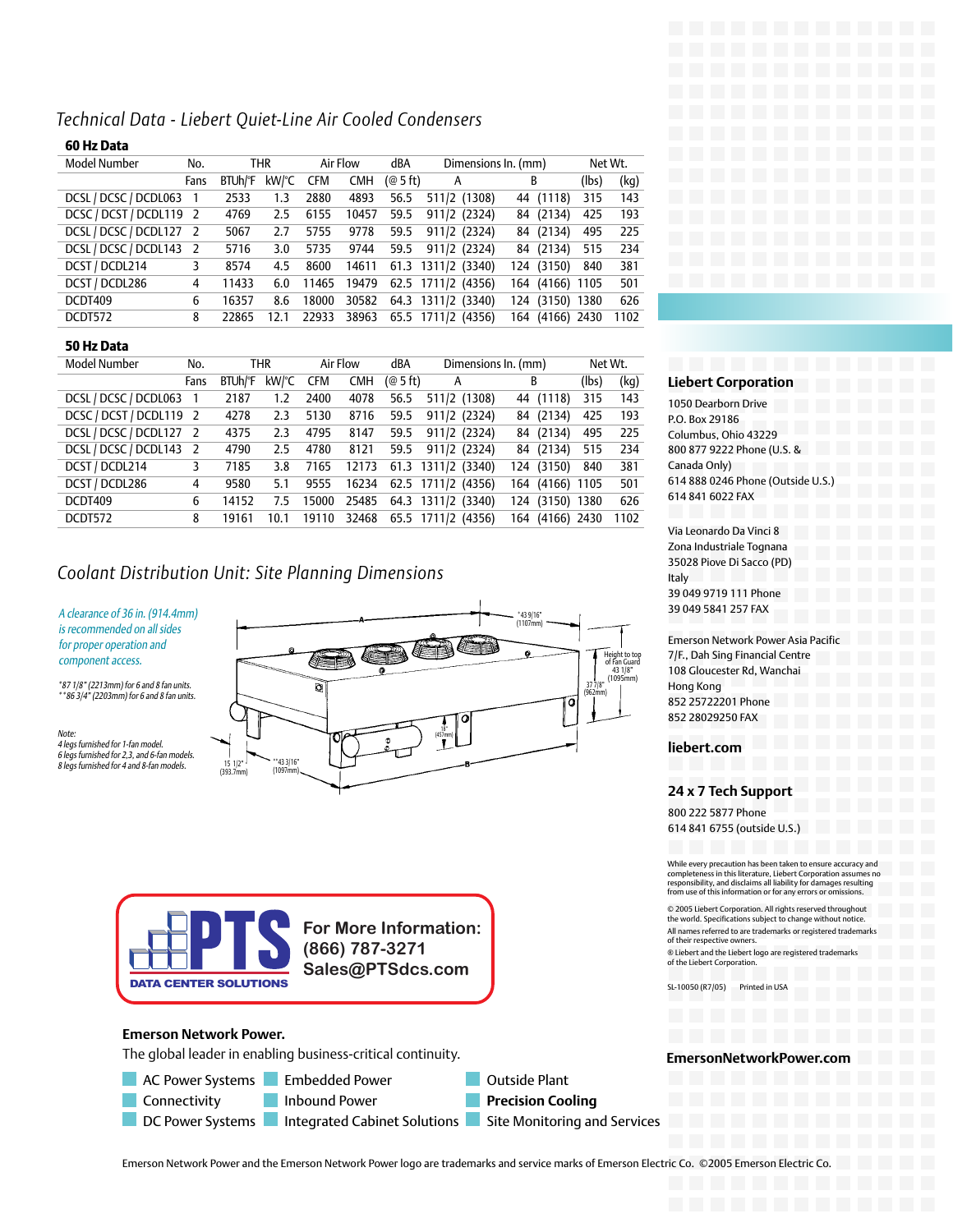## Technical Data - Liebert Quiet-Line Air Cooled Condensers

### 60 Hz Data

| Model Number | No. | THR | | Air Flow | | dBA | Dimensions In. (mm) | | Net Wt. | |
|---|---|---|---|---|---|---|---|---|---|---|
| | Fans | BTUh/°F | kW/°C | CFM | CMH | (@ 5 ft) | A | B | (lbs) | (kg) |
| DCSL / DCSC / DCDL063 | 1 | 2533 | 1.3 | 2880 | 4893 | 56.5 | 511/2 (1308) | 44 (1118) | 315 | 143 |
| DCSC / DCST / DCDL119 | 2 | 4769 | 2.5 | 6155 | 10457 | 59.5 | 911/2 (2324) | 84 (2134) | 425 | 193 |
| DCSL / DCSC / DCDL127 | 2 | 5067 | 2.7 | 5755 | 9778 | 59.5 | 911/2 (2324) | 84 (2134) | 495 | 225 |
| DCSL / DCSC / DCDL143 | 2 | 5716 | 3.0 | 5735 | 9744 | 59.5 | 911/2 (2324) | 84 (2134) | 515 | 234 |
| DCST / DCDL214 | 3 | 8574 | 4.5 | 8600 | 14611 | 61.3 | 1311/2 (3340) | 124 (3150) | 840 | 381 |
| DCST / DCDL286 | 4 | 11433 | 6.0 | 11465 | 19479 | 62.5 | 1711/2 (4356) | 164 (4166) | 1105 | 501 |
| DCDT409 | 6 | 16357 | 8.6 | 18000 | 30582 | 64.3 | 1311/2 (3340) | 124 (3150) | 1380 | 626 |
| DCDT572 | 8 | 22865 | 12.1 | 22933 | 38963 | 65.5 | 1711/2 (4356) | 164 (4166) | 2430 | 1102 |

### 50 Hz Data

| Model Number | No. | THR | | Air Flow | | dBA | Dimensions In. (mm) | | Net Wt. | |
|---|---|---|---|---|---|---|---|---|---|---|
| | Fans | BTUh/°F | kW/°C | CFM | CMH | (@ 5 ft) | A | B | (lbs) | (kg) |
| DCSL / DCSC / DCDL063 | 1 | 2187 | 1.2 | 2400 | 4078 | 56.5 | 511/2 (1308) | 44 (1118) | 315 | 143 |
| DCSC / DCST / DCDL119 | 2 | 4278 | 2.3 | 5130 | 8716 | 59.5 | 911/2 (2324) | 84 (2134) | 425 | 193 |
| DCSL / DCSC / DCDL127 | 2 | 4375 | 2.3 | 4795 | 8147 | 59.5 | 911/2 (2324) | 84 (2134) | 495 | 225 |
| DCSL / DCSC / DCDL143 | 2 | 4790 | 2.5 | 4780 | 8121 | 59.5 | 911/2 (2324) | 84 (2134) | 515 | 234 |
| DCST / DCDL214 | 3 | 7185 | 3.8 | 7165 | 12173 | 61.3 | 1311/2 (3340) | 124 (3150) | 840 | 381 |
| DCST / DCDL286 | 4 | 9580 | 5.1 | 9555 | 16234 | 62.5 | 1711/2 (4356) | 164 (4166) | 1105 | 501 |
| DCDT409 | 6 | 14152 | 7.5 | 15000 | 25485 | 64.3 | 1311/2 (3340) | 124 (3150) | 1380 | 626 |
| DCDT572 | 8 | 19161 | 10.1 | 19110 | 32468 | 65.5 | 1711/2 (4356) | 164 (4166) | 2430 | 1102 |

## Coolant Distribution Unit: Site Planning Dimensions

*A clearance of 36 in. (914.4mm) is recommended on all sides for proper operation and component access.*

*87 1/8" (2213mm) for 6 and 8 fan units.
**86 3/4" (2203mm) for 6 and 8 fan units.

Note:
4 legs furnished for 1-fan model.
6 legs furnished for 2,3, and 6-fan models.
8 legs furnished for 4 and 8-fan models.

A
*43 9/16" (1107mm)
Height to top of Fan Guard 43 1/8" (1095mm)
37 7/8" (962mm)
18" (457mm)
15 1/2" (393.7mm)
**43 3/16" (1097mm)
B

PTS DATA CENTER SOLUTIONS

**For More Information:**
**(866) 787-3271**
**Sales@PTSdcs.com**

**Emerson Network Power.**
The global leader in enabling business-critical continuity.

- AC Power Systems
- Connectivity
- DC Power Systems
- Embedded Power
- Inbound Power
- Integrated Cabinet Solutions
- Outside Plant
- **Precision Cooling**
- Site Monitoring and Services

Emerson Network Power and the Emerson Network Power logo are trademarks and service marks of Emerson Electric Co. ©2005 Emerson Electric Co.

**Liebert Corporation**

1050 Dearborn Drive
P.O. Box 29186
Columbus, Ohio 43229
800 877 9222 Phone (U.S. & Canada Only)
614 888 0246 Phone (Outside U.S.)
614 841 6022 FAX

Via Leonardo Da Vinci 8
Zona Industriale Tognana
35028 Piove Di Sacco (PD)
Italy
39 049 9719 111 Phone
39 049 5841 257 FAX

Emerson Network Power Asia Pacific
7/F., Dah Sing Financial Centre
108 Gloucester Rd, Wanchai
Hong Kong
852 25722201 Phone
852 28029250 FAX

**liebert.com**

**24 x 7 Tech Support**

800 222 5877 Phone
614 841 6755 (outside U.S.)

While every precaution has been taken to ensure accuracy and completeness in this literature, Liebert Corporation assumes no responsibility, and disclaims all liability for damages resulting from use of this information or for any errors or omissions.

© 2005 Liebert Corporation. All rights reserved throughout the world. Specifications subject to change without notice.
All names referred to are trademarks or registered trademarks of their respective owners.
® Liebert and the Liebert logo are registered trademarks of the Liebert Corporation.

SL-10050 (R7/05) Printed in USA

**EmersonNetworkPower.com**